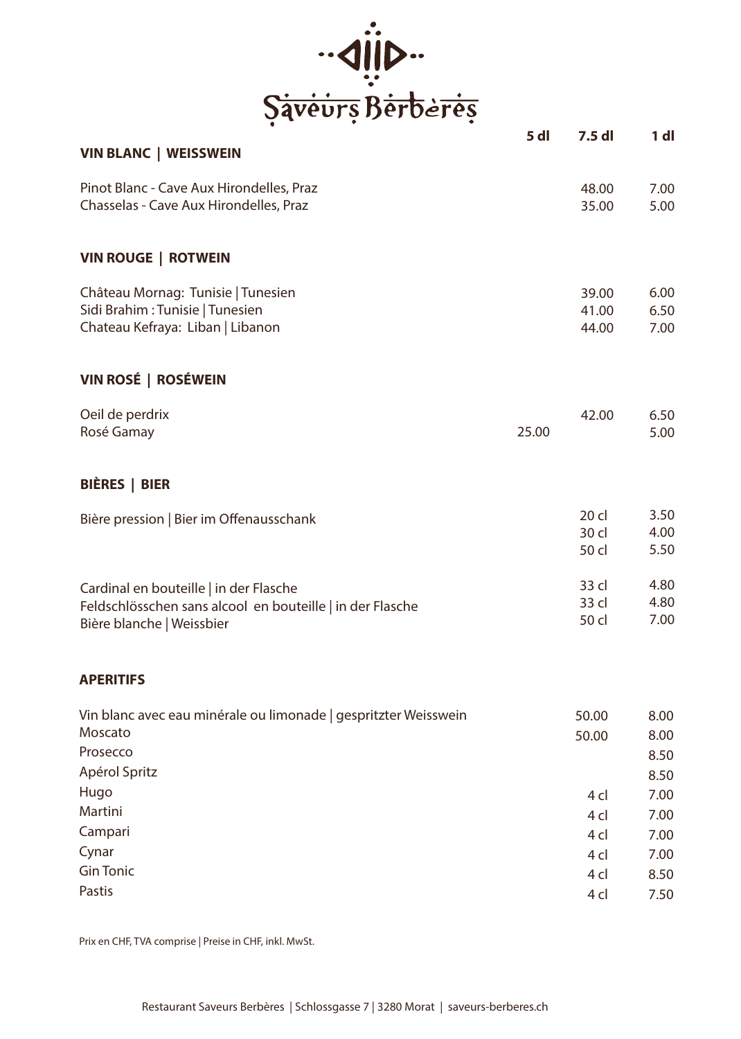# Saveurs Berbères

## VIN BLANC | WEISSWEIN

| | 5 dl | 7.5 dl | 1 dl |
|---|---|---|---|
| Pinot Blanc - Cave Aux Hirondelles, Praz | | 48.00 | 7.00 |
| Chasselas - Cave Aux Hirondelles, Praz | | 35.00 | 5.00 |

## VIN ROUGE | ROTWEIN

| | 5 dl | 7.5 dl | 1 dl |
|---|---|---|---|
| Château Mornag: Tunisie \| Tunesien | | 39.00 | 6.00 |
| Sidi Brahim : Tunisie \| Tunesien | | 41.00 | 6.50 |
| Chateau Kefraya: Liban \| Libanon | | 44.00 | 7.00 |

## VIN ROSÉ | ROSÉWEIN

| | 5 dl | 7.5 dl | 1 dl |
|---|---|---|---|
| Oeil de perdrix | | 42.00 | 6.50 |
| Rosé Gamay | 25.00 | | 5.00 |

## BIÈRES | BIER

| | | |
|---|---|---|
| Bière pression \| Bier im Offenausschank | 20 cl | 3.50 |
| | 30 cl | 4.00 |
| | 50 cl | 5.50 |
| Cardinal en bouteille \| in der Flasche | 33 cl | 4.80 |
| Feldschlösschen sans alcool en bouteille \| in der Flasche | 33 cl | 4.80 |
| Bière blanche \| Weissbier | 50 cl | 7.00 |

## APERITIFS

| | | |
|---|---|---|
| Vin blanc avec eau minérale ou limonade \| gespritzter Weisswein | 50.00 | 8.00 |
| Moscato | 50.00 | 8.00 |
| Prosecco | | 8.50 |
| Apérol Spritz | | 8.50 |
| Hugo | 4 cl | 7.00 |
| Martini | 4 cl | 7.00 |
| Campari | 4 cl | 7.00 |
| Cynar | 4 cl | 7.00 |
| Gin Tonic | 4 cl | 8.50 |
| Pastis | 4 cl | 7.50 |

Prix en CHF, TVA comprise | Preise in CHF, inkl. MwSt.

Restaurant Saveurs Berbères | Schlossgasse 7 | 3280 Morat | saveurs-berberes.ch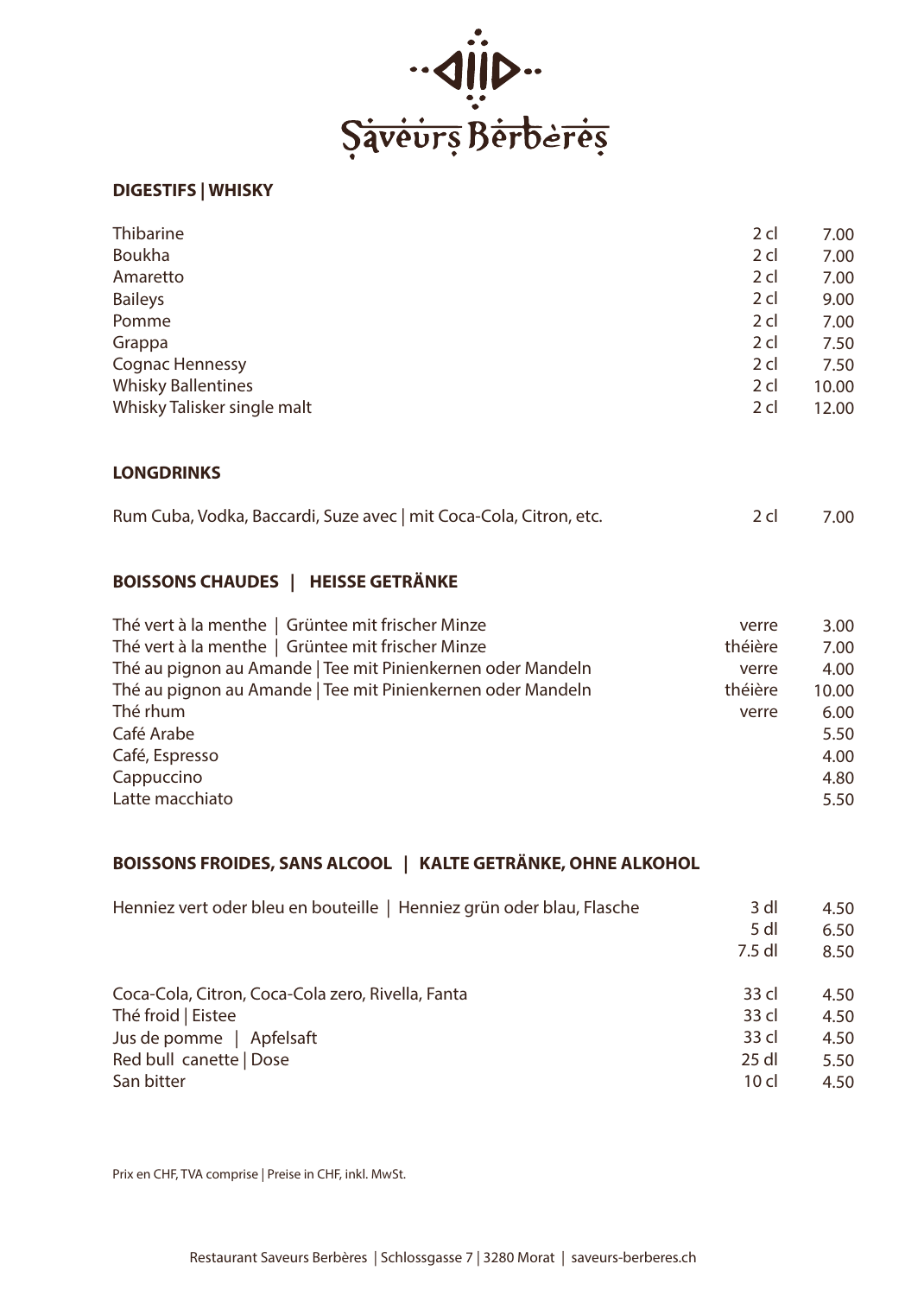# Saveurs Berbères

## DIGESTIFS | WHISKY

| | | |
|---|---|---|
| Thibarine | 2 cl | 7.00 |
| Boukha | 2 cl | 7.00 |
| Amaretto | 2 cl | 7.00 |
| Baileys | 2 cl | 9.00 |
| Pomme | 2 cl | 7.00 |
| Grappa | 2 cl | 7.50 |
| Cognac Hennessy | 2 cl | 7.50 |
| Whisky Ballentines | 2 cl | 10.00 |
| Whisky Talisker single malt | 2 cl | 12.00 |

## LONGDRINKS

| | | |
|---|---|---|
| Rum Cuba, Vodka, Baccardi, Suze avec \| mit Coca-Cola, Citron, etc. | 2 cl | 7.00 |

## BOISSONS CHAUDES | HEISSE GETRÄNKE

| | | |
|---|---|---|
| Thé vert à la menthe \| Grüntee mit frischer Minze | verre | 3.00 |
| Thé vert à la menthe \| Grüntee mit frischer Minze | théière | 7.00 |
| Thé au pignon au Amande \| Tee mit Pinienkernen oder Mandeln | verre | 4.00 |
| Thé au pignon au Amande \| Tee mit Pinienkernen oder Mandeln | théière | 10.00 |
| Thé rhum | verre | 6.00 |
| Café Arabe | | 5.50 |
| Café, Espresso | | 4.00 |
| Cappuccino | | 4.80 |
| Latte macchiato | | 5.50 |

## BOISSONS FROIDES, SANS ALCOOL | KALTE GETRÄNKE, OHNE ALKOHOL

| | | |
|---|---|---|
| Henniez vert oder bleu en bouteille \| Henniez grün oder blau, Flasche | 3 dl | 4.50 |
| | 5 dl | 6.50 |
| | 7.5 dl | 8.50 |
| Coca-Cola, Citron, Coca-Cola zero, Rivella, Fanta | 33 cl | 4.50 |
| Thé froid \| Eistee | 33 cl | 4.50 |
| Jus de pomme \| Apfelsaft | 33 cl | 4.50 |
| Red bull canette \| Dose | 25 dl | 5.50 |
| San bitter | 10 cl | 4.50 |

Prix en CHF, TVA comprise | Preise in CHF, inkl. MwSt.

Restaurant Saveurs Berbères | Schlossgasse 7 | 3280 Morat | saveurs-berberes.ch